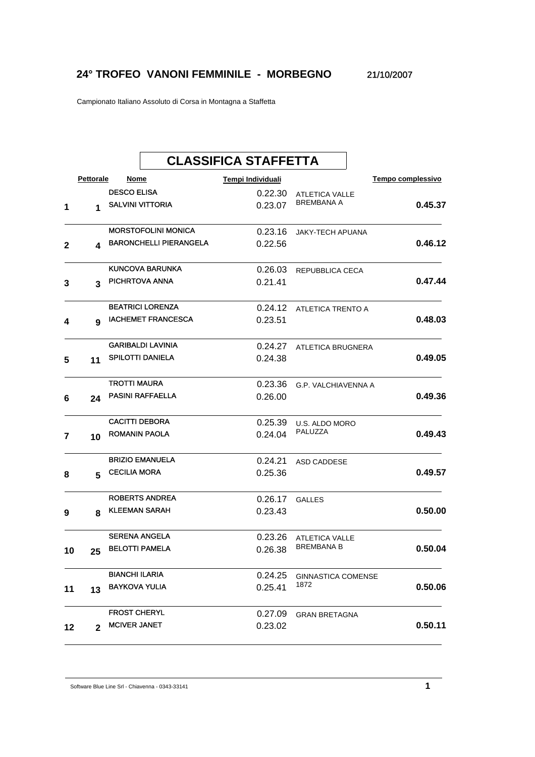## 24° TROFEO VANONI FEMMINILE - MORBEGNO

21/10/2007

Campionato Italiano Assoluto di Corsa in Montagna a Staffetta

### CLASSIFICA STAFFETTA

| | Pettorale | Nome | Tempi Individuali | | Tempo complessivo |
|---|---|---|---|---|---|
| 1 | 1 | DESCO ELISA<br>SALVINI VITTORIA | 0.22.30<br>0.23.07 | ATLETICA VALLE BREMBANA A | **0.45.37** |
| 2 | 4 | MORSTOFOLINI MONICA<br>BARONCHELLI PIERANGELA | 0.23.16<br>0.22.56 | JAKY-TECH APUANA | **0.46.12** |
| 3 | 3 | KUNCOVA BARUNKA<br>PICHRTOVA ANNA | 0.26.03<br>0.21.41 | REPUBBLICA CECA | **0.47.44** |
| 4 | 9 | BEATRICI LORENZA<br>IACHEMET FRANCESCA | 0.24.12<br>0.23.51 | ATLETICA TRENTO A | **0.48.03** |
| 5 | 11 | GARIBALDI LAVINIA<br>SPILOTTI DANIELA | 0.24.27<br>0.24.38 | ATLETICA BRUGNERA | **0.49.05** |
| 6 | 24 | TROTTI MAURA<br>PASINI RAFFAELLA | 0.23.36<br>0.26.00 | G.P. VALCHIAVENNA A | **0.49.36** |
| 7 | 10 | CACITTI DEBORA<br>ROMANIN PAOLA | 0.25.39<br>0.24.04 | U.S. ALDO MORO PALUZZA | **0.49.43** |
| 8 | 5 | BRIZIO EMANUELA<br>CECILIA MORA | 0.24.21<br>0.25.36 | ASD CADDESE | **0.49.57** |
| 9 | 8 | ROBERTS ANDREA<br>KLEEMAN SARAH | 0.26.17<br>0.23.43 | GALLES | **0.50.00** |
| 10 | 25 | SERENA ANGELA<br>BELOTTI PAMELA | 0.23.26<br>0.26.38 | ATLETICA VALLE BREMBANA B | **0.50.04** |
| 11 | 13 | BIANCHI ILARIA<br>BAYKOVA YULIA | 0.24.25<br>0.25.41 | GINNASTICA COMENSE 1872 | **0.50.06** |
| 12 | 2 | FROST CHERYL<br>MCIVER JANET | 0.27.09<br>0.23.02 | GRAN BRETAGNA | **0.50.11** |

Software Blue Line Srl - Chiavenna - 0343-33141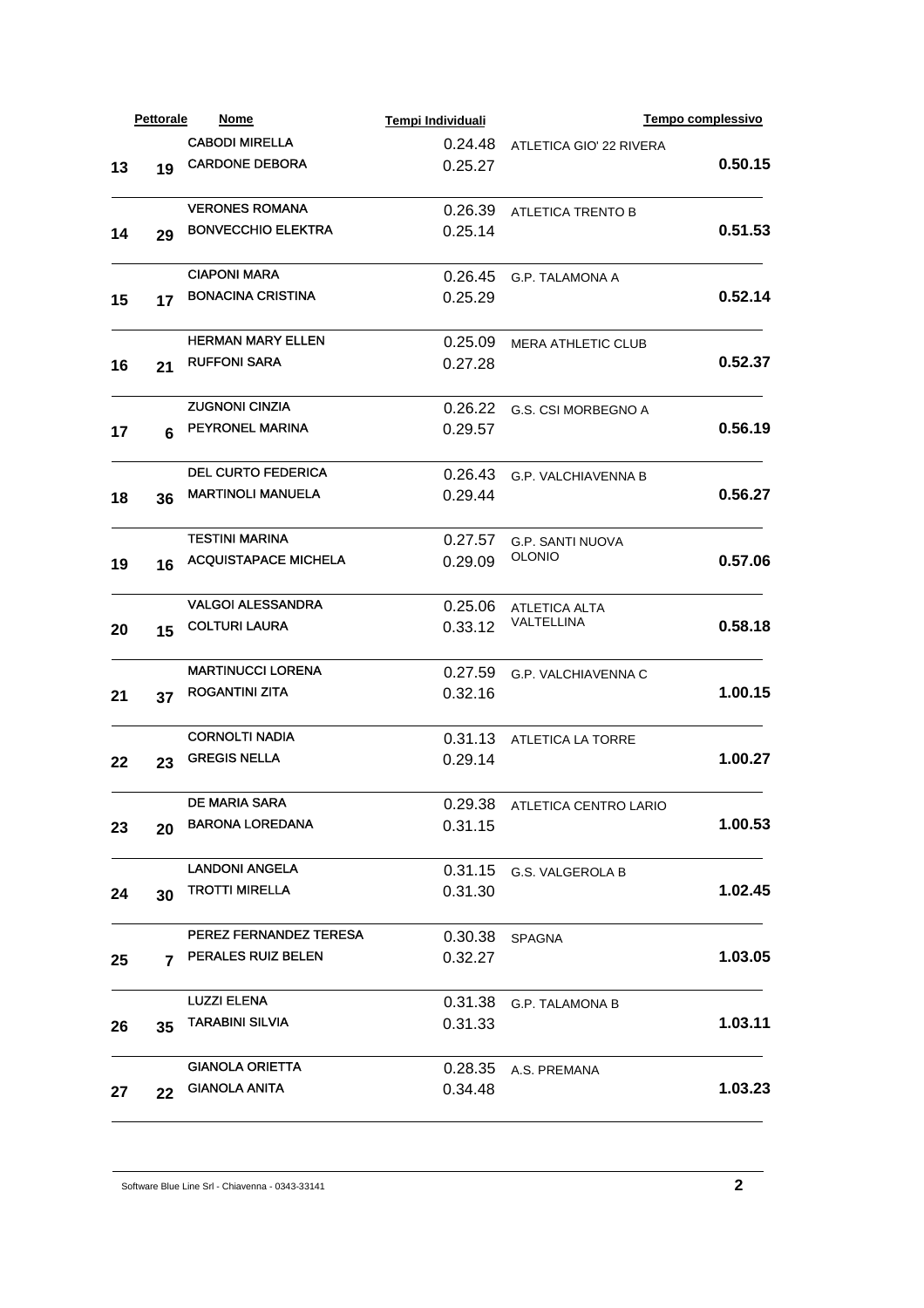| | Pettorale | Nome | Tempi Individuali | | Tempo complessivo |
|---|---|---|---|---|---|
| 13 | 19 | CABODI MIRELLA<br>CARDONE DEBORA | 0.24.48<br>0.25.27 | ATLETICA GIO' 22 RIVERA | 0.50.15 |
| 14 | 29 | VERONES ROMANA<br>BONVECCHIO ELEKTRA | 0.26.39<br>0.25.14 | ATLETICA TRENTO B | 0.51.53 |
| 15 | 17 | CIAPONI MARA<br>BONACINA CRISTINA | 0.26.45<br>0.25.29 | G.P. TALAMONA A | 0.52.14 |
| 16 | 21 | HERMAN MARY ELLEN<br>RUFFONI SARA | 0.25.09<br>0.27.28 | MERA ATHLETIC CLUB | 0.52.37 |
| 17 | 6 | ZUGNONI CINZIA<br>PEYRONEL MARINA | 0.26.22<br>0.29.57 | G.S. CSI MORBEGNO A | 0.56.19 |
| 18 | 36 | DEL CURTO FEDERICA<br>MARTINOLI MANUELA | 0.26.43<br>0.29.44 | G.P. VALCHIAVENNA B | 0.56.27 |
| 19 | 16 | TESTINI MARINA<br>ACQUISTAPACE MICHELA | 0.27.57<br>0.29.09 | G.P. SANTI NUOVA OLONIO | 0.57.06 |
| 20 | 15 | VALGOI ALESSANDRA<br>COLTURI LAURA | 0.25.06<br>0.33.12 | ATLETICA ALTA VALTELLINA | 0.58.18 |
| 21 | 37 | MARTINUCCI LORENA<br>ROGANTINI ZITA | 0.27.59<br>0.32.16 | G.P. VALCHIAVENNA C | 1.00.15 |
| 22 | 23 | CORNOLTI NADIA<br>GREGIS NELLA | 0.31.13<br>0.29.14 | ATLETICA LA TORRE | 1.00.27 |
| 23 | 20 | DE MARIA SARA<br>BARONA LOREDANA | 0.29.38<br>0.31.15 | ATLETICA CENTRO LARIO | 1.00.53 |
| 24 | 30 | LANDONI ANGELA<br>TROTTI MIRELLA | 0.31.15<br>0.31.30 | G.S. VALGEROLA B | 1.02.45 |
| 25 | 7 | PEREZ FERNANDEZ TERESA<br>PERALES RUIZ BELEN | 0.30.38<br>0.32.27 | SPAGNA | 1.03.05 |
| 26 | 35 | LUZZI ELENA<br>TARABINI SILVIA | 0.31.38<br>0.31.33 | G.P. TALAMONA B | 1.03.11 |
| 27 | 22 | GIANOLA ORIETTA<br>GIANOLA ANITA | 0.28.35<br>0.34.48 | A.S. PREMANA | 1.03.23 |

Software Blue Line Srl - Chiavenna - 0343-33141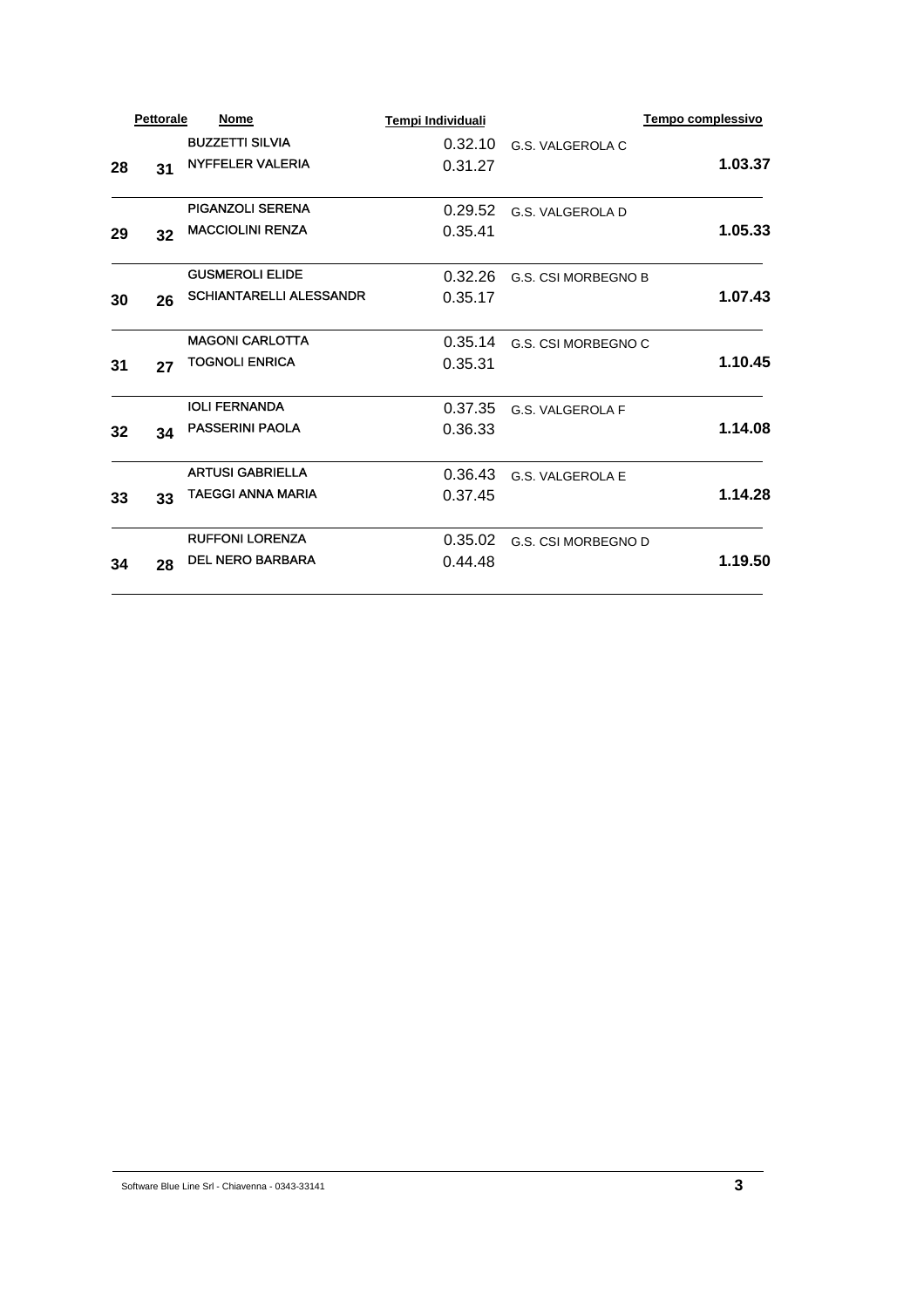| | Pettorale | Nome | Tempi Individuali | | Tempo complessivo |
|---|---|---|---|---|---|
| 28 | 31 | BUZZETTI SILVIA | 0.32.10 | G.S. VALGEROLA C | 1.03.37 |
| | | NYFFELER VALERIA | 0.31.27 | | |
| 29 | 32 | PIGANZOLI SERENA | 0.29.52 | G.S. VALGEROLA D | 1.05.33 |
| | | MACCIOLINI RENZA | 0.35.41 | | |
| 30 | 26 | GUSMEROLI ELIDE | 0.32.26 | G.S. CSI MORBEGNO B | 1.07.43 |
| | | SCHIANTARELLI ALESSANDR | 0.35.17 | | |
| 31 | 27 | MAGONI CARLOTTA | 0.35.14 | G.S. CSI MORBEGNO C | 1.10.45 |
| | | TOGNOLI ENRICA | 0.35.31 | | |
| 32 | 34 | IOLI FERNANDA | 0.37.35 | G.S. VALGEROLA F | 1.14.08 |
| | | PASSERINI PAOLA | 0.36.33 | | |
| 33 | 33 | ARTUSI GABRIELLA | 0.36.43 | G.S. VALGEROLA E | 1.14.28 |
| | | TAEGGI ANNA MARIA | 0.37.45 | | |
| 34 | 28 | RUFFONI LORENZA | 0.35.02 | G.S. CSI MORBEGNO D | 1.19.50 |
| | | DEL NERO BARBARA | 0.44.48 | | |

Software Blue Line Srl - Chiavenna - 0343-33141